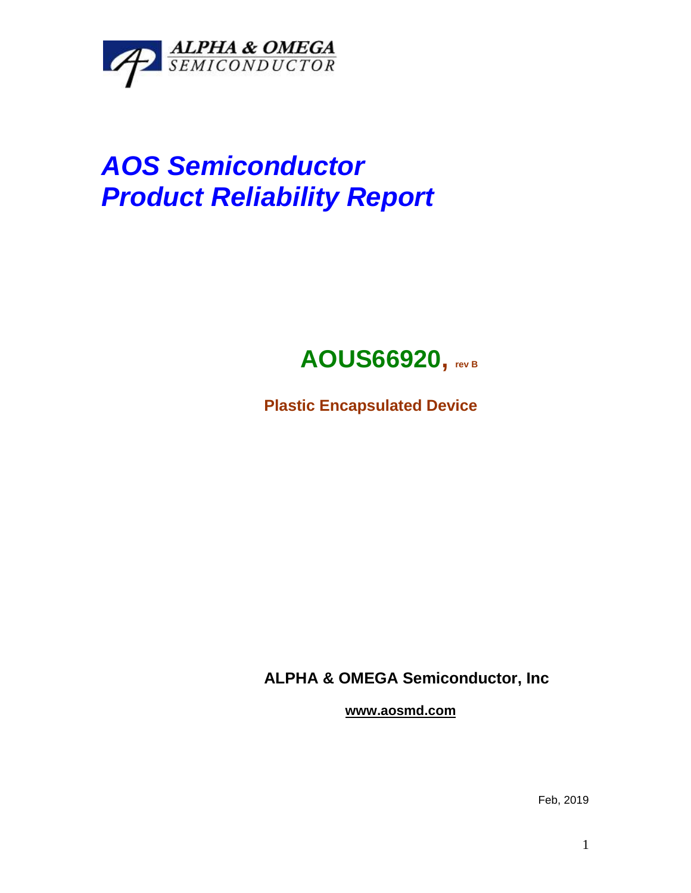ALPHA & OMEGA
SEMICONDUCTOR

# *AOS Semiconductor*
# *Product Reliability Report*

## AOUS66920, rev B

**Plastic Encapsulated Device**

**ALPHA & OMEGA Semiconductor, Inc**

**www.aosmd.com**

Feb, 2019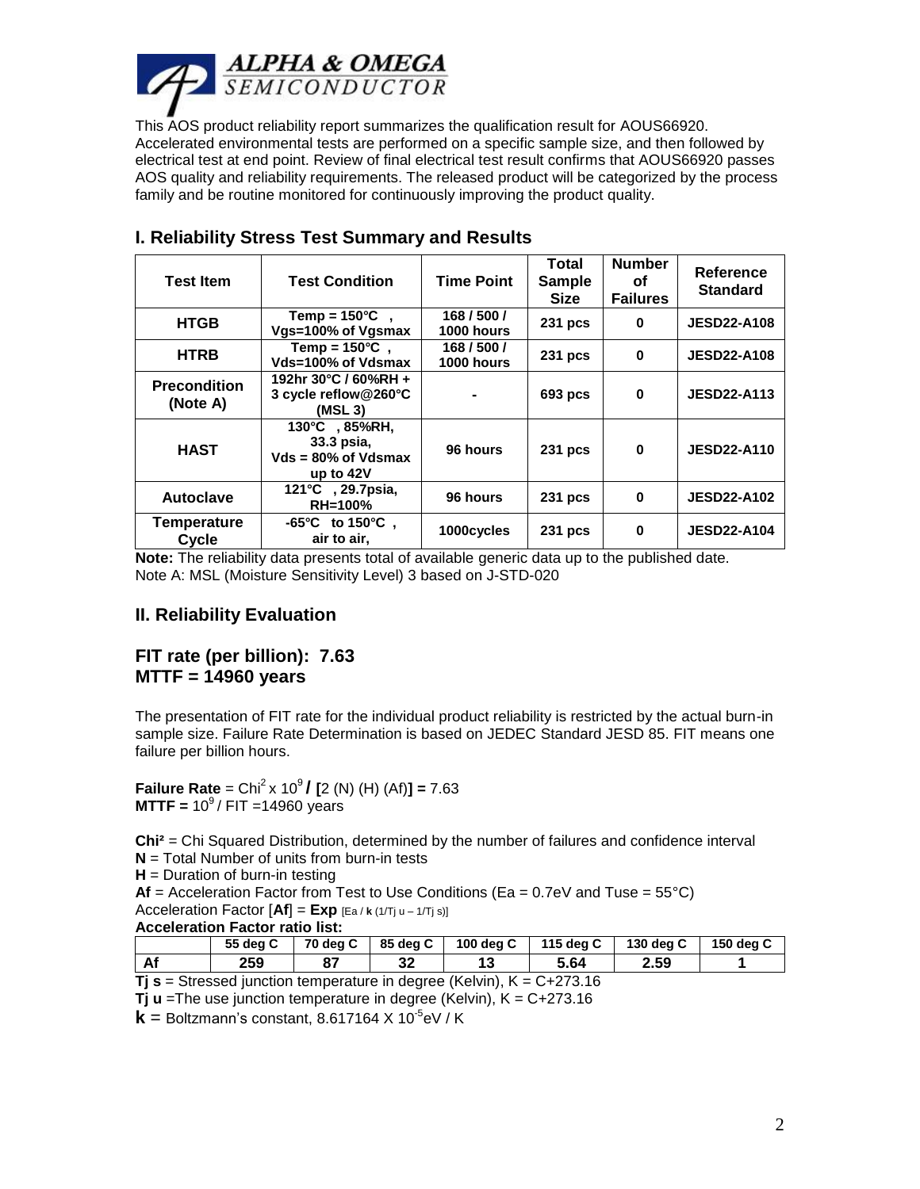This AOS product reliability report summarizes the qualification result for AOUS66920. Accelerated environmental tests are performed on a specific sample size, and then followed by electrical test at end point. Review of final electrical test result confirms that AOUS66920 passes AOS quality and reliability requirements. The released product will be categorized by the process family and be routine monitored for continuously improving the product quality.

## I. Reliability Stress Test Summary and Results

| Test Item | Test Condition | Time Point | Total Sample Size | Number of Failures | Reference Standard |
|---|---|---|---|---|---|
| HTGB | Temp = 150°C , Vgs=100% of Vgsmax | 168 / 500 / 1000 hours | 231 pcs | 0 | JESD22-A108 |
| HTRB | Temp = 150°C , Vds=100% of Vdsmax | 168 / 500 / 1000 hours | 231 pcs | 0 | JESD22-A108 |
| Precondition (Note A) | 192hr 30°C / 60%RH + 3 cycle reflow@260°C (MSL 3) | - | 693 pcs | 0 | JESD22-A113 |
| HAST | 130°C , 85%RH, 33.3 psia, Vds = 80% of Vdsmax up to 42V | 96 hours | 231 pcs | 0 | JESD22-A110 |
| Autoclave | 121°C , 29.7psia, RH=100% | 96 hours | 231 pcs | 0 | JESD22-A102 |
| Temperature Cycle | -65°C to 150°C , air to air, | 1000cycles | 231 pcs | 0 | JESD22-A104 |

**Note:** The reliability data presents total of available generic data up to the published date.
Note A: MSL (Moisture Sensitivity Level) 3 based on J-STD-020

## II. Reliability Evaluation

### FIT rate (per billion): 7.63
### MTTF = 14960 years

The presentation of FIT rate for the individual product reliability is restricted by the actual burn-in sample size. Failure Rate Determination is based on JEDEC Standard JESD 85. FIT means one failure per billion hours.

**Failure Rate** = $Chi^2 \times 10^9$ **/ [**2 (N) (H) (Af)**] =** 7.63
**MTTF =** $10^9$ / FIT =14960 years

**Chi²** = Chi Squared Distribution, determined by the number of failures and confidence interval
**N** = Total Number of units from burn-in tests
**H** = Duration of burn-in testing
**Af** = Acceleration Factor from Test to Use Conditions (Ea = 0.7eV and Tuse = 55°C)
Acceleration Factor [**Af**] = **Exp** [Ea / **k** (1/Tj u – 1/Tj s)]

**Acceleration Factor ratio list:**

| | 55 deg C | 70 deg C | 85 deg C | 100 deg C | 115 deg C | 130 deg C | 150 deg C |
|---|---|---|---|---|---|---|---|
| Af | 259 | 87 | 32 | 13 | 5.64 | 2.59 | 1 |

**Tj s** = Stressed junction temperature in degree (Kelvin), K = C+273.16
**Tj u** =The use junction temperature in degree (Kelvin), K = C+273.16
**k** = Boltzmann's constant, 8.617164 X $10^{-5}$eV / K